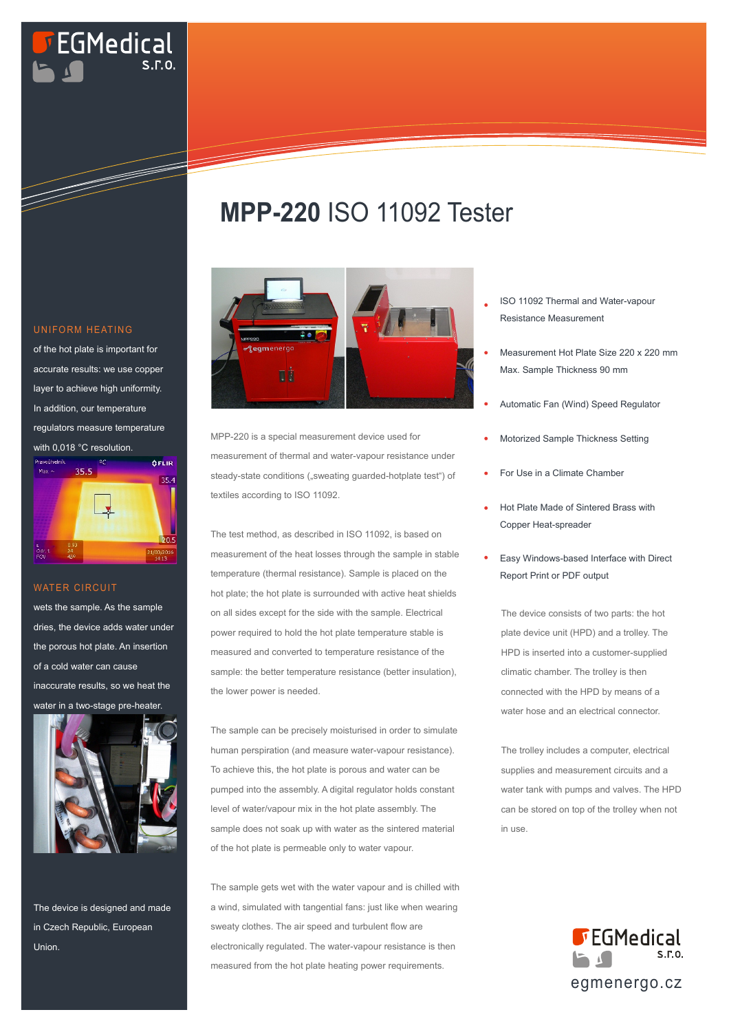EGMedical s.r.o.

# MPP-220 ISO 11092 Tester

## UNIFORM HEATING

of the hot plate is important for accurate results: we use copper layer to achieve high uniformity. In addition, our temperature regulators measure temperature with 0,018 °C resolution.

## WATER CIRCUIT

wets the sample. As the sample dries, the device adds water under the porous hot plate. An insertion of a cold water can cause inaccurate results, so we heat the water in a two-stage pre-heater.

The device is designed and made in Czech Republic, European Union.

MPP-220 is a special measurement device used for measurement of thermal and water-vapour resistance under steady-state conditions („sweating guarded-hotplate test") of textiles according to ISO 11092.

The test method, as described in ISO 11092, is based on measurement of the heat losses through the sample in stable temperature (thermal resistance). Sample is placed on the hot plate; the hot plate is surrounded with active heat shields on all sides except for the side with the sample. Electrical power required to hold the hot plate temperature stable is measured and converted to temperature resistance of the sample: the better temperature resistance (better insulation), the lower power is needed.

The sample can be precisely moisturised in order to simulate human perspiration (and measure water-vapour resistance). To achieve this, the hot plate is porous and water can be pumped into the assembly. A digital regulator holds constant level of water/vapour mix in the hot plate assembly. The sample does not soak up with water as the sintered material of the hot plate is permeable only to water vapour.

The sample gets wet with the water vapour and is chilled with a wind, simulated with tangential fans: just like when wearing sweaty clothes. The air speed and turbulent flow are electronically regulated. The water-vapour resistance is then measured from the hot plate heating power requirements.

- ISO 11092 Thermal and Water-vapour Resistance Measurement
- Measurement Hot Plate Size 220 x 220 mm Max. Sample Thickness 90 mm
- Automatic Fan (Wind) Speed Regulator
- Motorized Sample Thickness Setting
- For Use in a Climate Chamber
- Hot Plate Made of Sintered Brass with Copper Heat-spreader
- Easy Windows-based Interface with Direct Report Print or PDF output

The device consists of two parts: the hot plate device unit (HPD) and a trolley. The HPD is inserted into a customer-supplied climatic chamber. The trolley is then connected with the HPD by means of a water hose and an electrical connector.

The trolley includes a computer, electrical supplies and measurement circuits and a water tank with pumps and valves. The HPD can be stored on top of the trolley when not in use.

EGMedical s.r.o.

egmenergo.cz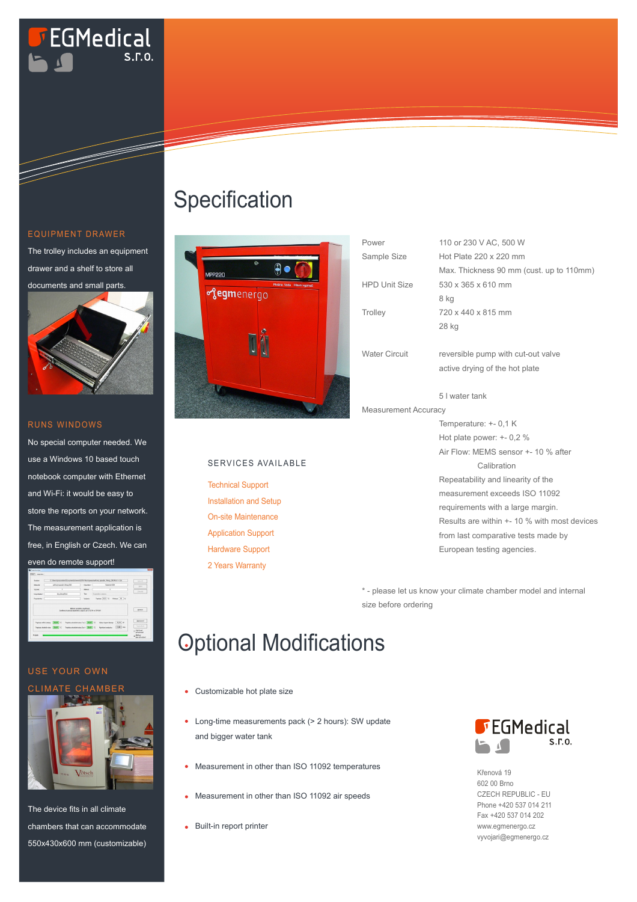# Specification

| | |
|---|---|
| Power | 110 or 230 V AC, 500 W |
| Sample Size | Hot Plate 220 x 220 mm |
| | Max. Thickness 90 mm (cust. up to 110mm) |
| HPD Unit Size | 530 x 365 x 610 mm |
| | 8 kg |
| Trolley | 720 x 440 x 815 mm |
| | 28 kg |
| Water Circuit | reversible pump with cut-out valve |
| | active drying of the hot plate |
| | 5 l water tank |
| Measurement Accuracy | |
| | Temperature: +- 0,1 K |
| | Hot plate power: +- 0,2 % |
| | Air Flow: MEMS sensor +- 10 % after Calibration |
| | Repeatability and linearity of the measurement exceeds ISO 11092 requirements with a large margin. |
| | Results are within +- 10 % with most devices from last comparative tests made by European testing agencies. |

* - please let us know your climate chamber model and internal size before ordering

## SERVICES AVAILABLE

- Technical Support
- Installation and Setup
- On-site Maintenance
- Application Support
- Hardware Support
- 2 Years Warranty

# Optional Modifications

- Customizable hot plate size
- Long-time measurements pack (> 2 hours): SW update and bigger water tank
- Measurement in other than ISO 11092 temperatures
- Measurement in other than ISO 11092 air speeds
- Built-in report printer

## EQUIPMENT DRAWER

The trolley includes an equipment drawer and a shelf to store all documents and small parts.

## RUNS WINDOWS

No special computer needed. We use a Windows 10 based touch notebook computer with Ethernet and Wi-Fi: it would be easy to store the reports on your network. The measurement application is free, in English or Czech. We can even do remote support!

## USE YOUR OWN CLIMATE CHAMBER

The device fits in all climate chambers that can accommodate 550x430x600 mm (customizable)

EGMedical s.r.o.

Křenová 19
602 00 Brno
CZECH REPUBLIC - EU
Phone +420 537 014 211
Fax +420 537 014 202
www.egmenergo.cz
vyvojari@egmenergo.cz